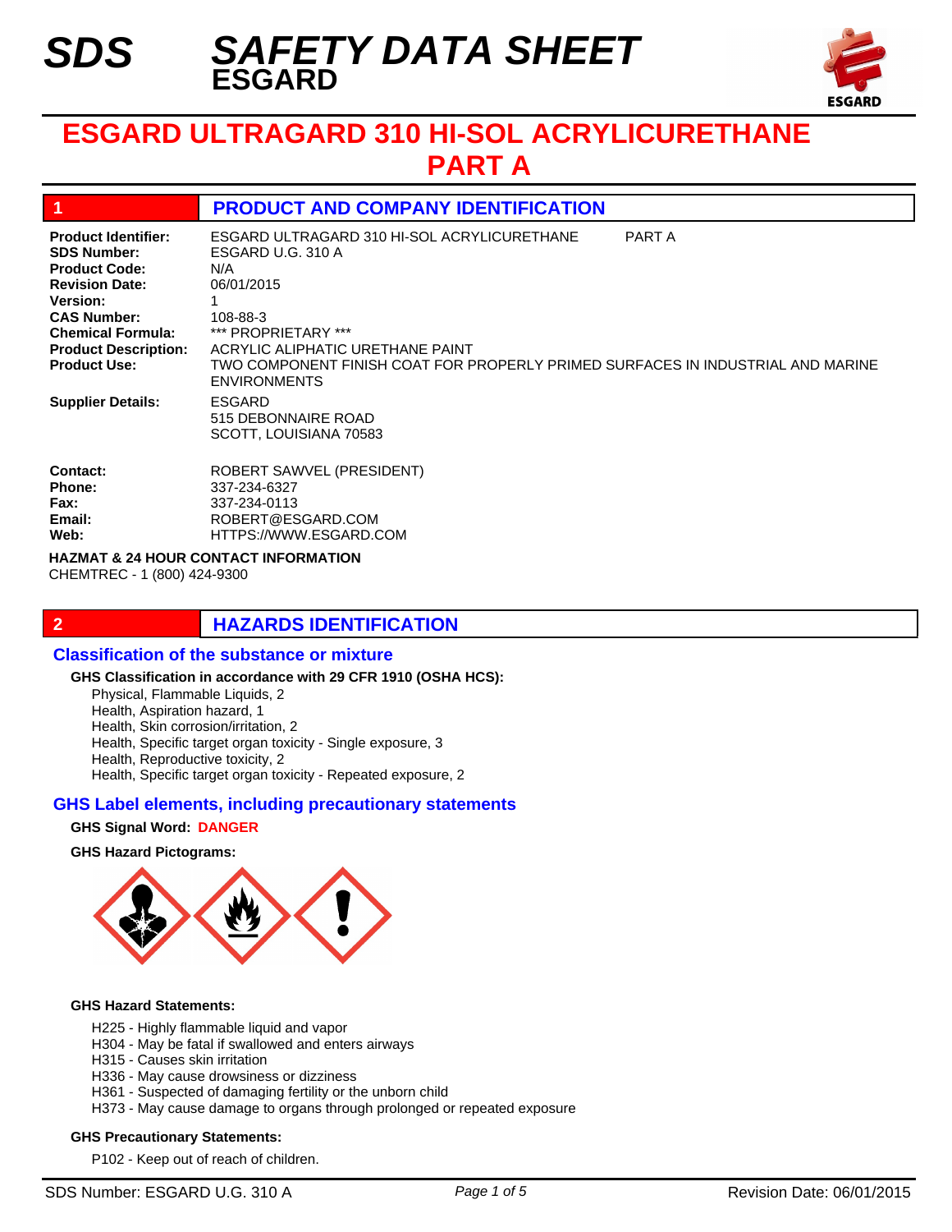# SDS SAFETY DATA SHEET
## ESGARD

# ESGARD ULTRAGARD 310 HI-SOL ACRYLICURETHANE PART A

## 1 PRODUCT AND COMPANY IDENTIFICATION

**Product Identifier:** ESGARD ULTRAGARD 310 HI-SOL ACRYLICURETHANE PART A
**SDS Number:** ESGARD U.G. 310 A
**Product Code:** N/A
**Revision Date:** 06/01/2015
**Version:** 1
**CAS Number:** 108-88-3
**Chemical Formula:** *** PROPRIETARY ***
**Product Description:** ACRYLIC ALIPHATIC URETHANE PAINT
**Product Use:** TWO COMPONENT FINISH COAT FOR PROPERLY PRIMED SURFACES IN INDUSTRIAL AND MARINE ENVIRONMENTS

**Supplier Details:** ESGARD
515 DEBONNAIRE ROAD
SCOTT, LOUISIANA 70583

**Contact:** ROBERT SAWVEL (PRESIDENT)
**Phone:** 337-234-6327
**Fax:** 337-234-0113
**Email:** ROBERT@ESGARD.COM
**Web:** HTTPS://WWW.ESGARD.COM

**HAZMAT & 24 HOUR CONTACT INFORMATION**
CHEMTREC - 1 (800) 424-9300

## 2 HAZARDS IDENTIFICATION

### Classification of the substance or mixture

**GHS Classification in accordance with 29 CFR 1910 (OSHA HCS):**

- Physical, Flammable Liquids, 2
- Health, Aspiration hazard, 1
- Health, Skin corrosion/irritation, 2
- Health, Specific target organ toxicity - Single exposure, 3
- Health, Reproductive toxicity, 2
- Health, Specific target organ toxicity - Repeated exposure, 2

### GHS Label elements, including precautionary statements

**GHS Signal Word:** DANGER

**GHS Hazard Pictograms:**

**GHS Hazard Statements:**

- H225 - Highly flammable liquid and vapor
- H304 - May be fatal if swallowed and enters airways
- H315 - Causes skin irritation
- H336 - May cause drowsiness or dizziness
- H361 - Suspected of damaging fertility or the unborn child
- H373 - May cause damage to organs through prolonged or repeated exposure

**GHS Precautionary Statements:**

- P102 - Keep out of reach of children.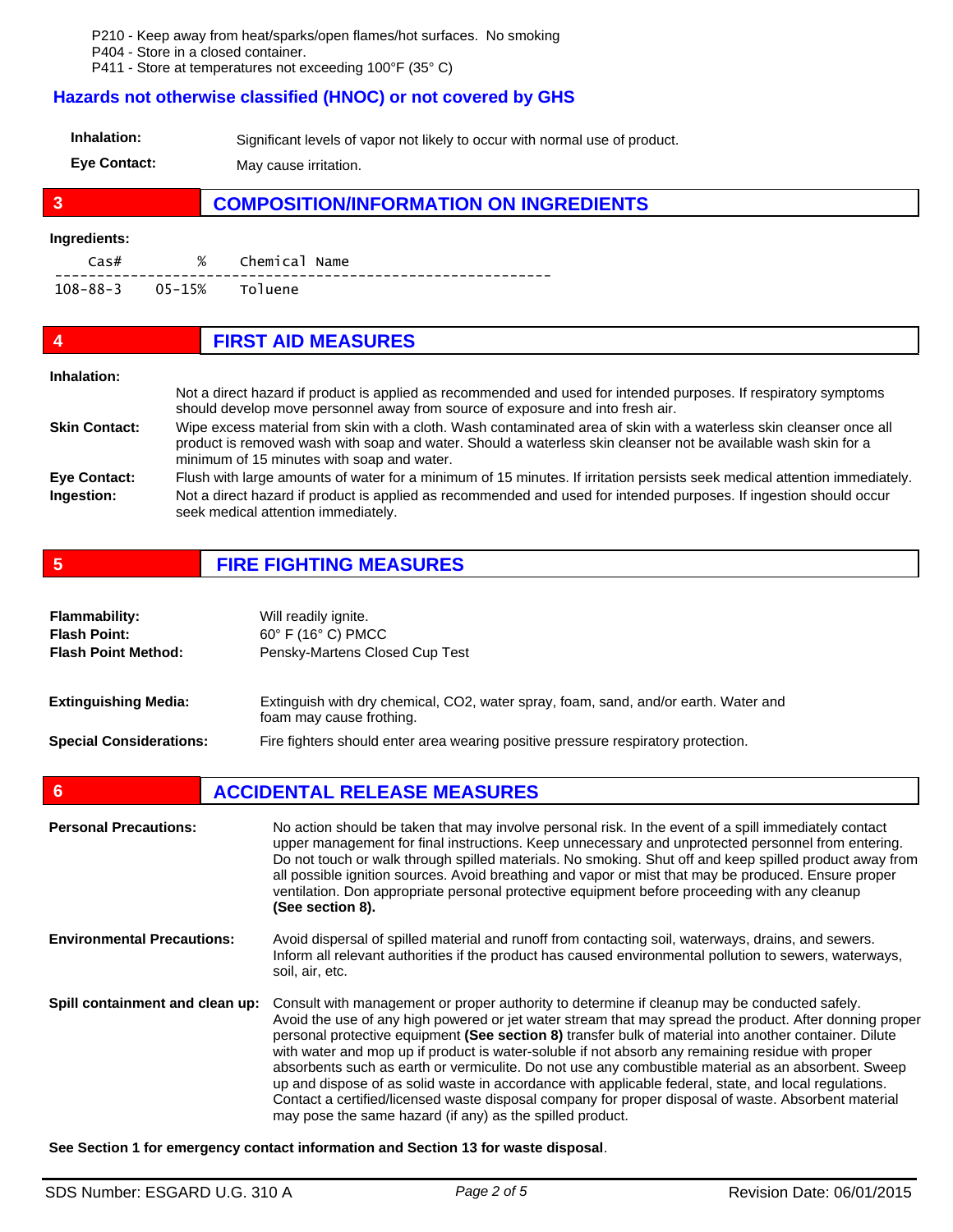P210 - Keep away from heat/sparks/open flames/hot surfaces. No smoking
P404 - Store in a closed container.
P411 - Store at temperatures not exceeding 100°F (35° C)

### Hazards not otherwise classified (HNOC) or not covered by GHS

**Inhalation:** Significant levels of vapor not likely to occur with normal use of product.

**Eye Contact:** May cause irritation.

## 3 COMPOSITION/INFORMATION ON INGREDIENTS

**Ingredients:**

| Cas# | % | Chemical Name |
|---|---|---|
| 108-88-3 | 05-15% | Toluene |

## 4 FIRST AID MEASURES

**Inhalation:** Not a direct hazard if product is applied as recommended and used for intended purposes. If respiratory symptoms should develop move personnel away from source of exposure and into fresh air.

**Skin Contact:** Wipe excess material from skin with a cloth. Wash contaminated area of skin with a waterless skin cleanser once all product is removed wash with soap and water. Should a waterless skin cleanser not be available wash skin for a minimum of 15 minutes with soap and water.

**Eye Contact:** Flush with large amounts of water for a minimum of 15 minutes. If irritation persists seek medical attention immediately.

**Ingestion:** Not a direct hazard if product is applied as recommended and used for intended purposes. If ingestion should occur seek medical attention immediately.

## 5 FIRE FIGHTING MEASURES

**Flammability:** Will readily ignite.
**Flash Point:** 60° F (16° C) PMCC
**Flash Point Method:** Pensky-Martens Closed Cup Test

**Extinguishing Media:** Extinguish with dry chemical, $CO_2$, water spray, foam, sand, and/or earth. Water and foam may cause frothing.

**Special Considerations:** Fire fighters should enter area wearing positive pressure respiratory protection.

## 6 ACCIDENTAL RELEASE MEASURES

**Personal Precautions:** No action should be taken that may involve personal risk. In the event of a spill immediately contact upper management for final instructions. Keep unnecessary and unprotected personnel from entering. Do not touch or walk through spilled materials. No smoking. Shut off and keep spilled product away from all possible ignition sources. Avoid breathing and vapor or mist that may be produced. Ensure proper ventilation. Don appropriate personal protective equipment before proceeding with any cleanup **(See section 8).**

**Environmental Precautions:** Avoid dispersal of spilled material and runoff from contacting soil, waterways, drains, and sewers. Inform all relevant authorities if the product has caused environmental pollution to sewers, waterways, soil, air, etc.

**Spill containment and clean up:** Consult with management or proper authority to determine if cleanup may be conducted safely. Avoid the use of any high powered or jet water stream that may spread the product. After donning proper personal protective equipment **(See section 8)** transfer bulk of material into another container. Dilute with water and mop up if product is water-soluble if not absorb any remaining residue with proper absorbents such as earth or vermiculite. Do not use any combustible material as an absorbent. Sweep up and dispose of as solid waste in accordance with applicable federal, state, and local regulations. Contact a certified/licensed waste disposal company for proper disposal of waste. Absorbent material may pose the same hazard (if any) as the spilled product.

**See Section 1 for emergency contact information and Section 13 for waste disposal**.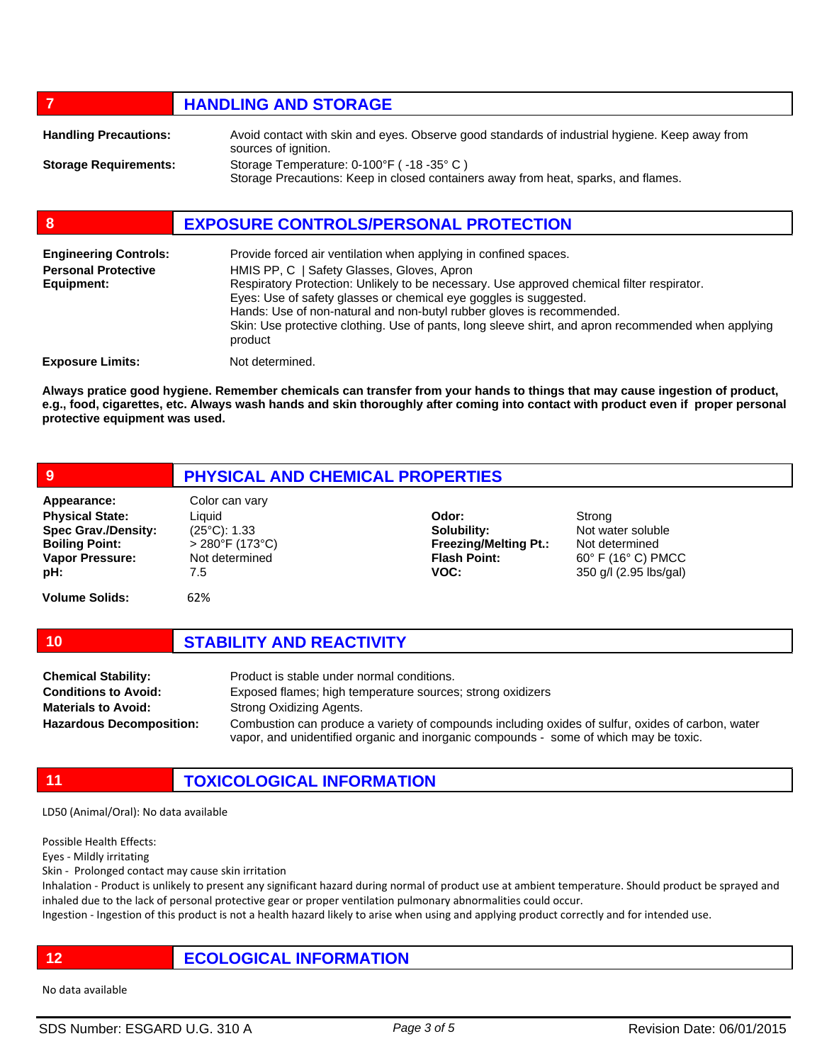## 7 HANDLING AND STORAGE

**Handling Precautions:** Avoid contact with skin and eyes. Observe good standards of industrial hygiene. Keep away from sources of ignition.

**Storage Requirements:** Storage Temperature: 0-100°F ( -18 -35° C )
Storage Precautions: Keep in closed containers away from heat, sparks, and flames.

## 8 EXPOSURE CONTROLS/PERSONAL PROTECTION

**Engineering Controls:** Provide forced air ventilation when applying in confined spaces.

**Personal Protective Equipment:** HMIS PP, C | Safety Glasses, Gloves, Apron
Respiratory Protection: Unlikely to be necessary. Use approved chemical filter respirator.
Eyes: Use of safety glasses or chemical eye goggles is suggested.
Hands: Use of non-natural and non-butyl rubber gloves is recommended.
Skin: Use protective clothing. Use of pants, long sleeve shirt, and apron recommended when applying product

**Exposure Limits:** Not determined.

**Always pratice good hygiene. Remember chemicals can transfer from your hands to things that may cause ingestion of product, e.g., food, cigarettes, etc. Always wash hands and skin thoroughly after coming into contact with product even if proper personal protective equipment was used.**

## 9 PHYSICAL AND CHEMICAL PROPERTIES

| | | | |
|---|---|---|---|
| **Appearance:** | Color can vary | | |
| **Physical State:** | Liquid | **Odor:** | Strong |
| **Spec Grav./Density:** | (25°C): 1.33 | **Solubility:** | Not water soluble |
| **Boiling Point:** | > 280°F (173°C) | **Freezing/Melting Pt.:** | Not determined |
| **Vapor Pressure:** | Not determined | **Flash Point:** | 60° F (16° C) PMCC |
| **pH:** | 7.5 | **VOC:** | 350 g/l (2.95 lbs/gal) |
| **Volume Solids:** | 62% | | |

## 10 STABILITY AND REACTIVITY

**Chemical Stability:** Product is stable under normal conditions.

**Conditions to Avoid:** Exposed flames; high temperature sources; strong oxidizers

**Materials to Avoid:** Strong Oxidizing Agents.

**Hazardous Decomposition:** Combustion can produce a variety of compounds including oxides of sulfur, oxides of carbon, water vapor, and unidentified organic and inorganic compounds - some of which may be toxic.

## 11 TOXICOLOGICAL INFORMATION

LD50 (Animal/Oral): No data available

Possible Health Effects:
Eyes - Mildly irritating
Skin - Prolonged contact may cause skin irritation
Inhalation - Product is unlikely to present any significant hazard during normal of product use at ambient temperature. Should product be sprayed and inhaled due to the lack of personal protective gear or proper ventilation pulmonary abnormalities could occur.
Ingestion - Ingestion of this product is not a health hazard likely to arise when using and applying product correctly and for intended use.

## 12 ECOLOGICAL INFORMATION

No data available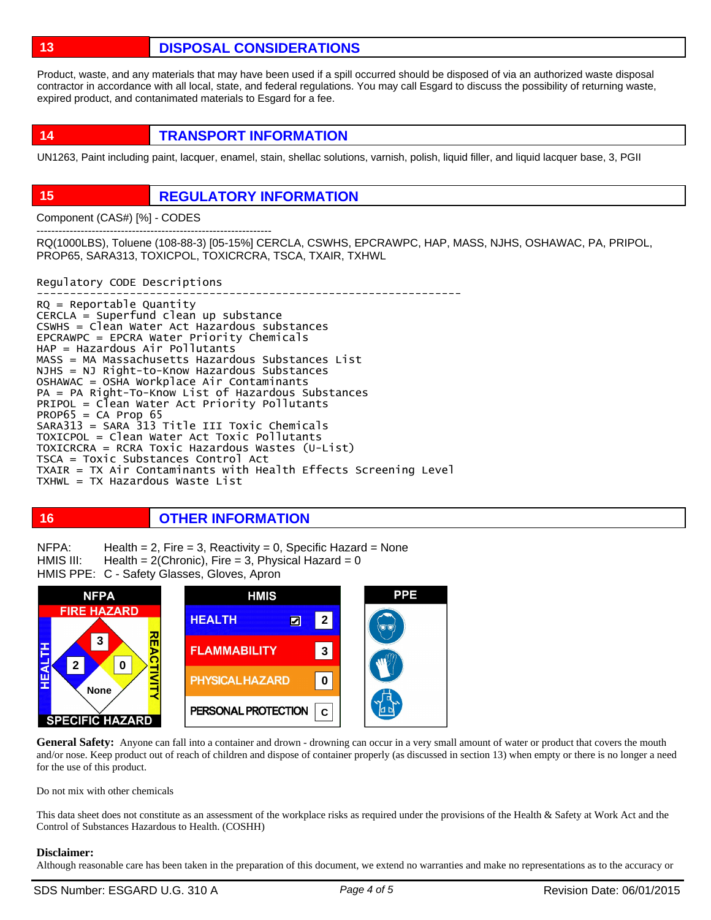## 13 DISPOSAL CONSIDERATIONS

Product, waste, and any materials that may have been used if a spill occurred should be disposed of via an authorized waste disposal contractor in accordance with all local, state, and federal regulations. You may call Esgard to discuss the possibility of returning waste, expired product, and contaminated materials to Esgard for a fee.

## 14 TRANSPORT INFORMATION

UN1263, Paint including paint, lacquer, enamel, stain, shellac solutions, varnish, polish, liquid filler, and liquid lacquer base, 3, PGII

## 15 REGULATORY INFORMATION

Component (CAS#) [%] - CODES

----------------------------------------------------------------

RQ(1000LBS), Toluene (108-88-3) [05-15%] CERCLA, CSWHS, EPCRAWPC, HAP, MASS, NJHS, OSHAWAC, PA, PRIPOL, PROP65, SARA313, TOXICPOL, TOXICRCRA, TSCA, TXAIR, TXHWL

```
Regulatory CODE Descriptions
----------------------------------------------------------------
RQ = Reportable Quantity
CERCLA = Superfund clean up substance
CSWHS = Clean Water Act Hazardous substances
EPCRAWPC = EPCRA Water Priority Chemicals
HAP = Hazardous Air Pollutants
MASS = MA Massachusetts Hazardous Substances List
NJHS = NJ Right-to-Know Hazardous Substances
OSHAWAC = OSHA Workplace Air Contaminants
PA = PA Right-To-Know List of Hazardous Substances
PRIPOL = Clean Water Act Priority Pollutants
PROP65 = CA Prop 65
SARA313 = SARA 313 Title III Toxic Chemicals
TOXICPOL = Clean Water Act Toxic Pollutants
TOXICRCRA = RCRA Toxic Hazardous Wastes (U-List)
TSCA = Toxic Substances Control Act
TXAIR = TX Air Contaminants with Health Effects Screening Level
TXHWL = TX Hazardous Waste List
```

## 16 OTHER INFORMATION

NFPA: Health = 2, Fire = 3, Reactivity = 0, Specific Hazard = None
HMIS III: Health = 2(Chronic), Fire = 3, Physical Hazard = 0
HMIS PPE: C - Safety Glasses, Gloves, Apron

| NFPA | |
|---|---|
| Fire Hazard | 3 |
| Health | 2 |
| Reactivity | 0 |
| Specific Hazard | None |

| HMIS | |
|---|---|
| Health | 2 (Chronic) |
| Flammability | 3 |
| Physical Hazard | 0 |
| Personal Protection | C |

**General Safety:** Anyone can fall into a container and drown - drowning can occur in a very small amount of water or product that covers the mouth and/or nose. Keep product out of reach of children and dispose of container properly (as discussed in section 13) when empty or there is no longer a need for the use of this product.

Do not mix with other chemicals

This data sheet does not constitute as an assessment of the workplace risks as required under the provisions of the Health & Safety at Work Act and the Control of Substances Hazardous to Health. (COSHH)

**Disclaimer:**
Although reasonable care has been taken in the preparation of this document, we extend no warranties and make no representations as to the accuracy or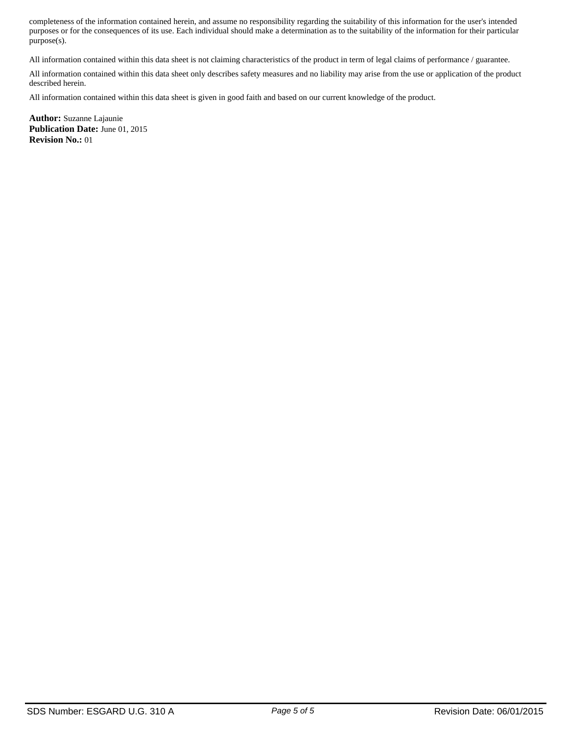completeness of the information contained herein, and assume no responsibility regarding the suitability of this information for the user's intended purposes or for the consequences of its use. Each individual should make a determination as to the suitability of the information for their particular purpose(s).

All information contained within this data sheet is not claiming characteristics of the product in term of legal claims of performance / guarantee.

All information contained within this data sheet only describes safety measures and no liability may arise from the use or application of the product described herein.

All information contained within this data sheet is given in good faith and based on our current knowledge of the product.

**Author:** Suzanne Lajaunie
**Publication Date:** June 01, 2015
**Revision No.:** 01